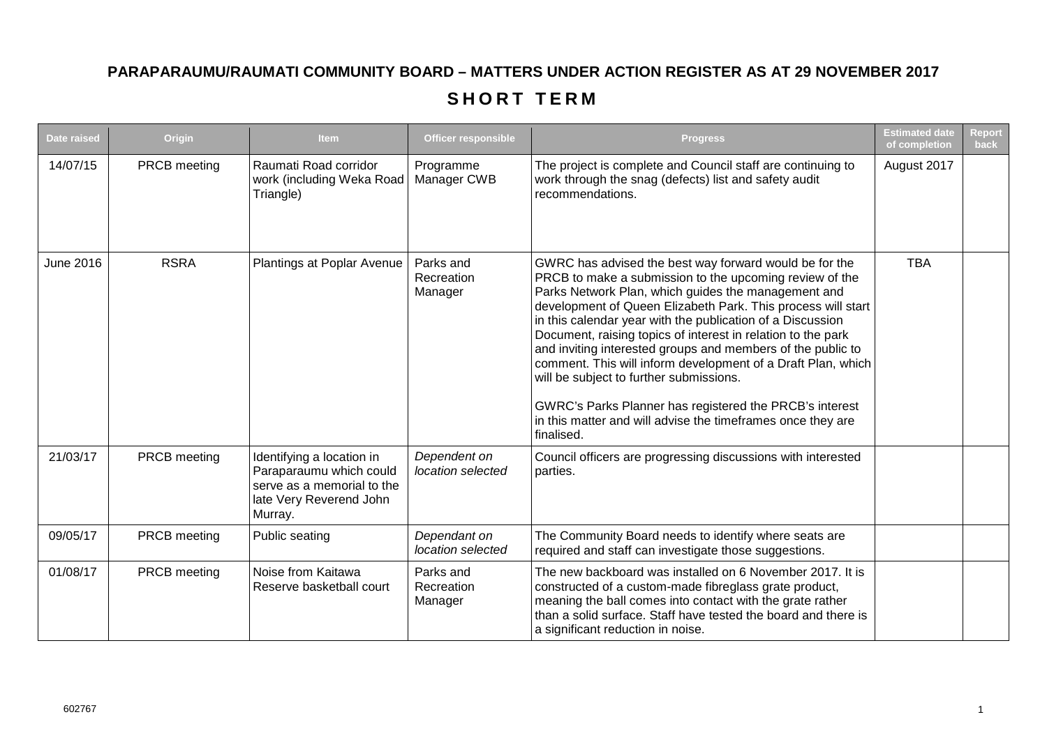# PARAPARAUMU/RAUMATI COMMUNITY BOARD – MATTERS UNDER ACTION REGISTER AS AT 29 NOVEMBER 2017

## SHORT TERM

| Date raised | Origin | Item | Officer responsible | Progress | Estimated date of completion | Report back |
|---|---|---|---|---|---|---|
| 14/07/15 | PRCB meeting | Raumati Road corridor work (including Weka Road Triangle) | Programme Manager CWB | The project is complete and Council staff are continuing to work through the snag (defects) list and safety audit recommendations. | August 2017 | |
| June 2016 | RSRA | Plantings at Poplar Avenue | Parks and Recreation Manager | GWRC has advised the best way forward would be for the PRCB to make a submission to the upcoming review of the Parks Network Plan, which guides the management and development of Queen Elizabeth Park. This process will start in this calendar year with the publication of a Discussion Document, raising topics of interest in relation to the park and inviting interested groups and members of the public to comment. This will inform development of a Draft Plan, which will be subject to further submissions.<br><br>GWRC's Parks Planner has registered the PRCB's interest in this matter and will advise the timeframes once they are finalised. | TBA | |
| 21/03/17 | PRCB meeting | Identifying a location in Paraparaumu which could serve as a memorial to the late Very Reverend John Murray. | *Dependent on location selected* | Council officers are progressing discussions with interested parties. | | |
| 09/05/17 | PRCB meeting | Public seating | *Dependant on location selected* | The Community Board needs to identify where seats are required and staff can investigate those suggestions. | | |
| 01/08/17 | PRCB meeting | Noise from Kaitawa Reserve basketball court | Parks and Recreation Manager | The new backboard was installed on 6 November 2017. It is constructed of a custom-made fibreglass grate product, meaning the ball comes into contact with the grate rather than a solid surface. Staff have tested the board and there is a significant reduction in noise. | | |

602767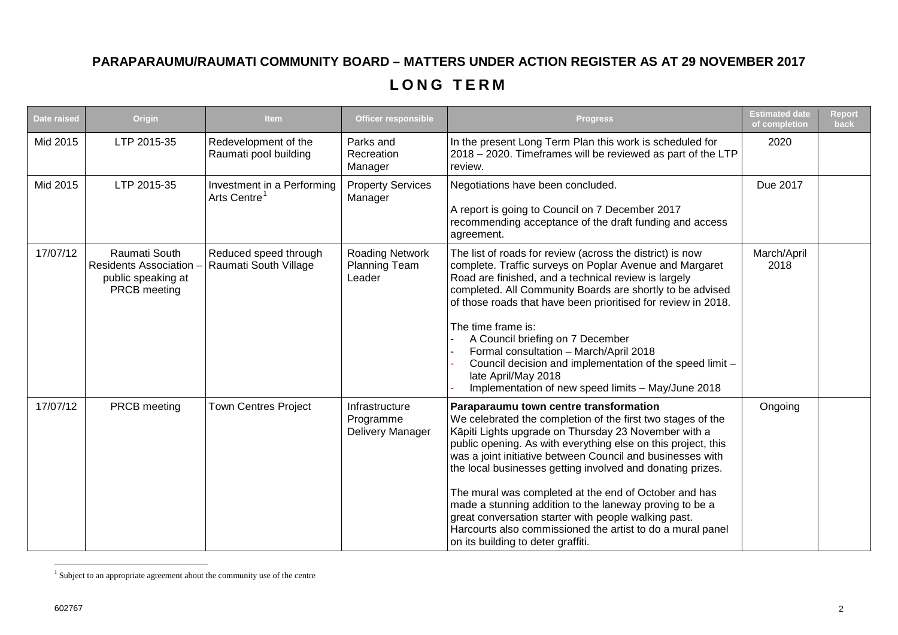# PARAPARAUMU/RAUMATI COMMUNITY BOARD – MATTERS UNDER ACTION REGISTER AS AT 29 NOVEMBER 2017

## LONG TERM

| Date raised | Origin | Item | Officer responsible | Progress | Estimated date of completion | Report back |
|---|---|---|---|---|---|---|
| Mid 2015 | LTP 2015-35 | Redevelopment of the Raumati pool building | Parks and Recreation Manager | In the present Long Term Plan this work is scheduled for 2018 – 2020. Timeframes will be reviewed as part of the LTP review. | 2020 | |
| Mid 2015 | LTP 2015-35 | Investment in a Performing Arts Centre[1] | Property Services Manager | Negotiations have been concluded.<br><br>A report is going to Council on 7 December 2017 recommending acceptance of the draft funding and access agreement. | Due 2017 | |
| 17/07/12 | Raumati South Residents Association – public speaking at PRCB meeting | Reduced speed through Raumati South Village | Roading Network Planning Team Leader | The list of roads for review (across the district) is now complete. Traffic surveys on Poplar Avenue and Margaret Road are finished, and a technical review is largely completed. All Community Boards are shortly to be advised of those roads that have been prioritised for review in 2018.<br><br>The time frame is:<br>- A Council briefing on 7 December<br>- Formal consultation – March/April 2018<br>- Council decision and implementation of the speed limit – late April/May 2018<br>- Implementation of new speed limits – May/June 2018 | March/April 2018 | |
| 17/07/12 | PRCB meeting | Town Centres Project | Infrastructure Programme Delivery Manager | **Paraparaumu town centre transformation**<br>We celebrated the completion of the first two stages of the Kāpiti Lights upgrade on Thursday 23 November with a public opening. As with everything else on this project, this was a joint initiative between Council and businesses with the local businesses getting involved and donating prizes.<br><br>The mural was completed at the end of October and has made a stunning addition to the laneway proving to be a great conversation starter with people walking past. Harcourts also commissioned the artist to do a mural panel on its building to deter graffiti. | Ongoing | |

[1] Subject to an appropriate agreement about the community use of the centre

602767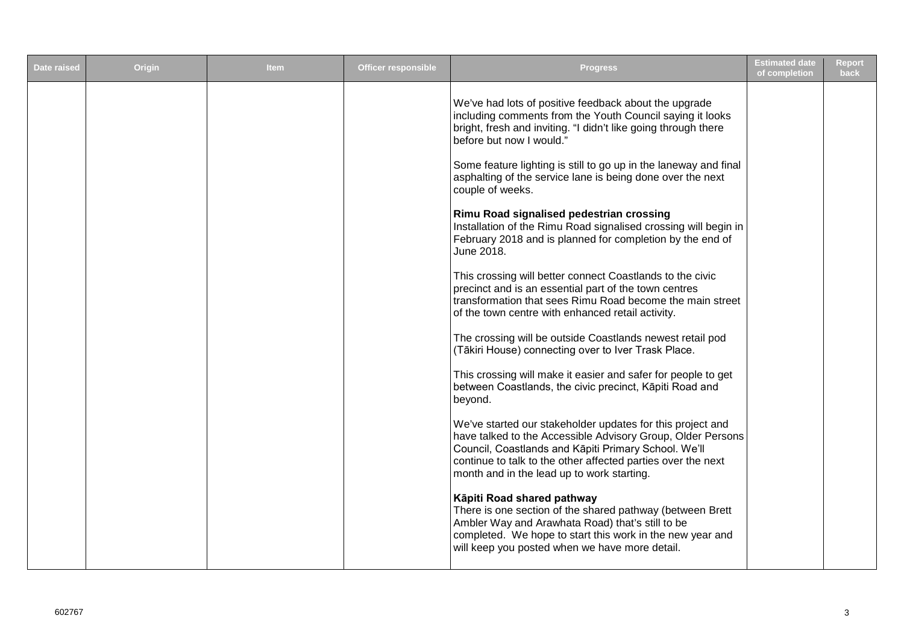| Date raised | Origin | Item | Officer responsible | Progress | Estimated date of completion | Report back |
|---|---|---|---|---|---|---|
| | | | | We've had lots of positive feedback about the upgrade including comments from the Youth Council saying it looks bright, fresh and inviting. "I didn't like going through there before but now I would."<br><br>Some feature lighting is still to go up in the laneway and final asphalting of the service lane is being done over the next couple of weeks.<br><br>**Rimu Road signalised pedestrian crossing**<br>Installation of the Rimu Road signalised crossing will begin in February 2018 and is planned for completion by the end of June 2018.<br><br>This crossing will better connect Coastlands to the civic precinct and is an essential part of the town centres transformation that sees Rimu Road become the main street of the town centre with enhanced retail activity.<br><br>The crossing will be outside Coastlands newest retail pod (Tākiri House) connecting over to Iver Trask Place.<br><br>This crossing will make it easier and safer for people to get between Coastlands, the civic precinct, Kāpiti Road and beyond.<br><br>We've started our stakeholder updates for this project and have talked to the Accessible Advisory Group, Older Persons Council, Coastlands and Kāpiti Primary School. We'll continue to talk to the other affected parties over the next month and in the lead up to work starting.<br><br>**Kāpiti Road shared pathway**<br>There is one section of the shared pathway (between Brett Ambler Way and Arawhata Road) that's still to be completed. We hope to start this work in the new year and will keep you posted when we have more detail. | | |

602767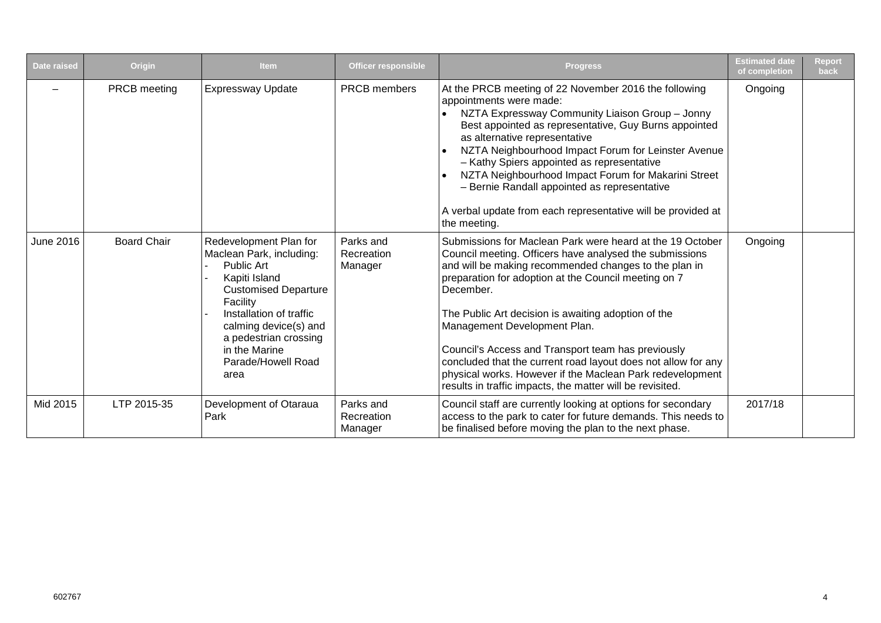| Date raised | Origin | Item | Officer responsible | Progress | Estimated date of completion | Report back |
|---|---|---|---|---|---|---|
| – | PRCB meeting | Expressway Update | PRCB members | At the PRCB meeting of 22 November 2016 the following appointments were made:<br>• NZTA Expressway Community Liaison Group – Jonny Best appointed as representative, Guy Burns appointed as alternative representative<br>• NZTA Neighbourhood Impact Forum for Leinster Avenue – Kathy Spiers appointed as representative<br>• NZTA Neighbourhood Impact Forum for Makarini Street – Bernie Randall appointed as representative<br><br>A verbal update from each representative will be provided at the meeting. | Ongoing | |
| June 2016 | Board Chair | Redevelopment Plan for Maclean Park, including:<br>- Public Art<br>- Kapiti Island Customised Departure Facility<br>- Installation of traffic calming device(s) and a pedestrian crossing in the Marine Parade/Howell Road area | Parks and Recreation Manager | Submissions for Maclean Park were heard at the 19 October Council meeting. Officers have analysed the submissions and will be making recommended changes to the plan in preparation for adoption at the Council meeting on 7 December.<br><br>The Public Art decision is awaiting adoption of the Management Development Plan.<br><br>Council's Access and Transport team has previously concluded that the current road layout does not allow for any physical works. However if the Maclean Park redevelopment results in traffic impacts, the matter will be revisited. | Ongoing | |
| Mid 2015 | LTP 2015-35 | Development of Otaraua Park | Parks and Recreation Manager | Council staff are currently looking at options for secondary access to the park to cater for future demands. This needs to be finalised before moving the plan to the next phase. | 2017/18 | |

602767